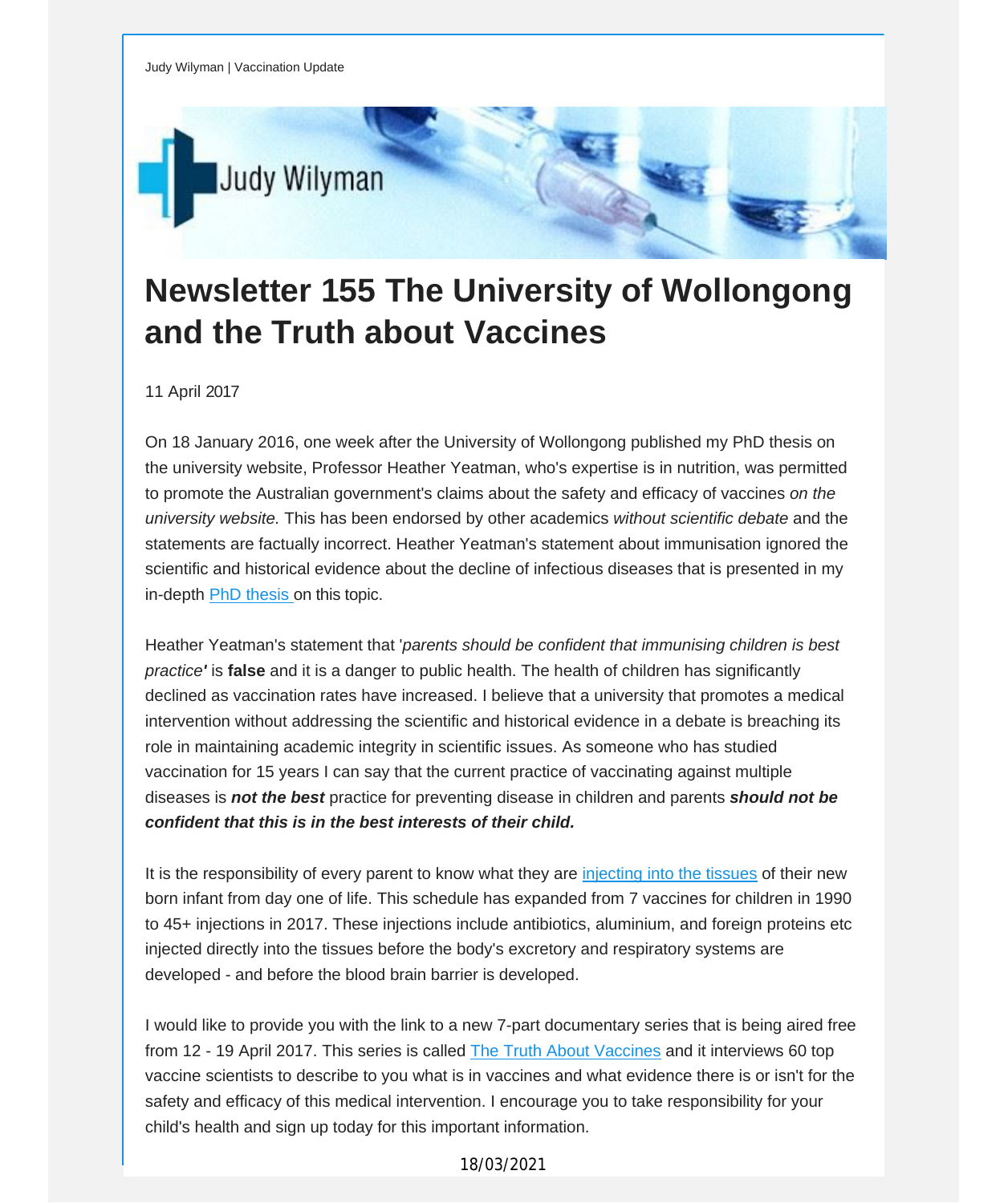Judy Wilyman | Vaccination Update

# Newsletter 155 The University of Wollongong and the Truth about Vaccines

11 April 2017

On 18 January 2016, one week after the University of Wollongong published my PhD thesis on the university website, Professor Heather Yeatman, who's expertise is in nutrition, was permitted to promote the Australian government's claims about the safety and efficacy of vaccines *on the university website.* This has been endorsed by other academics *without scientific debate* and the statements are factually incorrect. Heather Yeatman's statement about immunisation ignored the scientific and historical evidence about the decline of infectious diseases that is presented in my in-depth PhD thesis on this topic.

Heather Yeatman's statement that '*parents should be confident that immunising children is best practice'* is **false** and it is a danger to public health. The health of children has significantly declined as vaccination rates have increased. I believe that a university that promotes a medical intervention without addressing the scientific and historical evidence in a debate is breaching its role in maintaining academic integrity in scientific issues. As someone who has studied vaccination for 15 years I can say that the current practice of vaccinating against multiple diseases is ***not the best*** practice for preventing disease in children and parents ***should not be confident that this is in the best interests of their child.***

It is the responsibility of every parent to know what they are injecting into the tissues of their new born infant from day one of life. This schedule has expanded from 7 vaccines for children in 1990 to 45+ injections in 2017. These injections include antibiotics, aluminium, and foreign proteins etc injected directly into the tissues before the body's excretory and respiratory systems are developed - and before the blood brain barrier is developed.

I would like to provide you with the link to a new 7-part documentary series that is being aired free from 12 - 19 April 2017. This series is called The Truth About Vaccines and it interviews 60 top vaccine scientists to describe to you what is in vaccines and what evidence there is or isn't for the safety and efficacy of this medical intervention. I encourage you to take responsibility for your child's health and sign up today for this important information.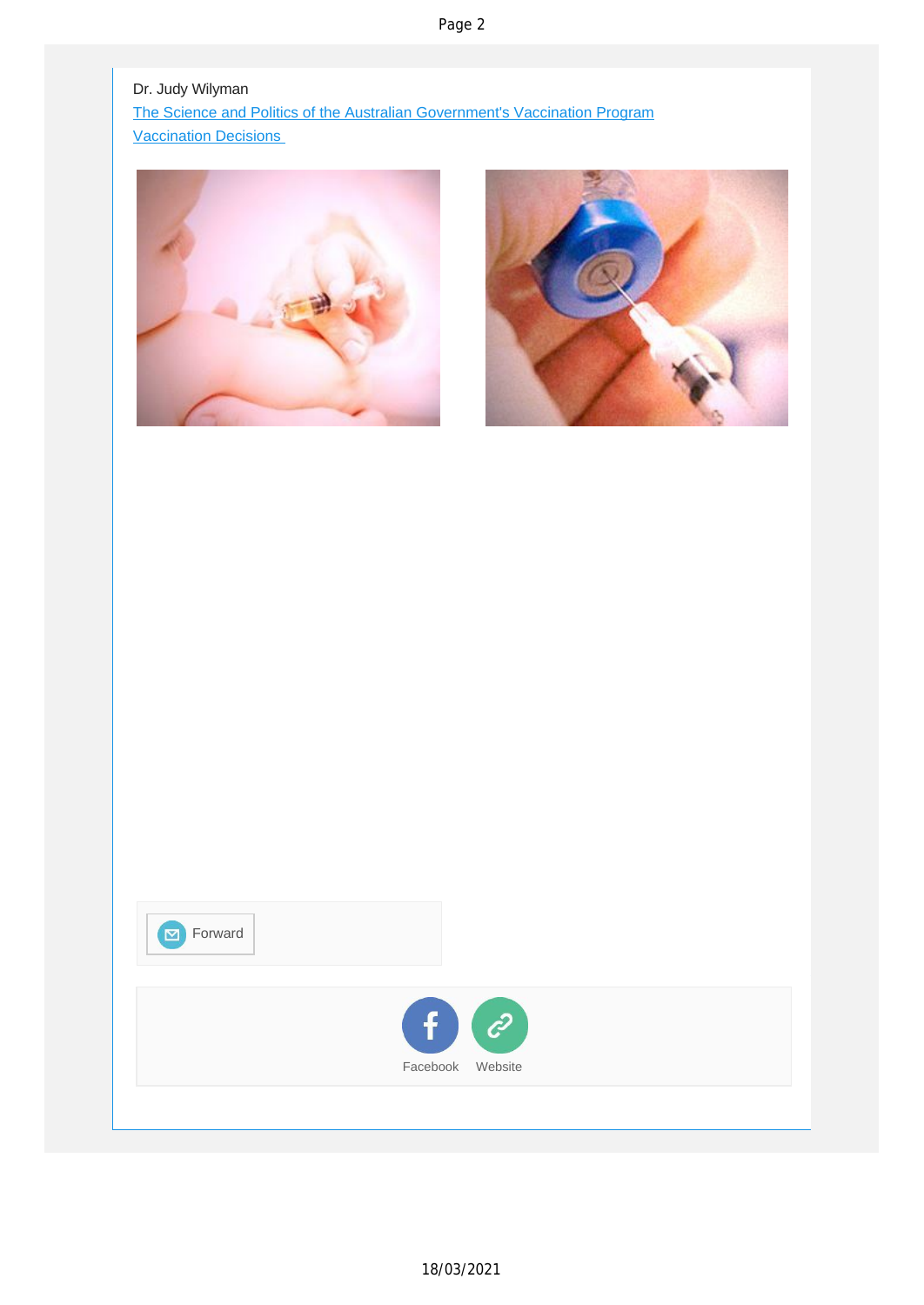Dr. Judy Wilyman

[The Science and Politics of the Australian Government's Vaccination Program](#)

[Vaccination Decisions](#)

Forward

Facebook Website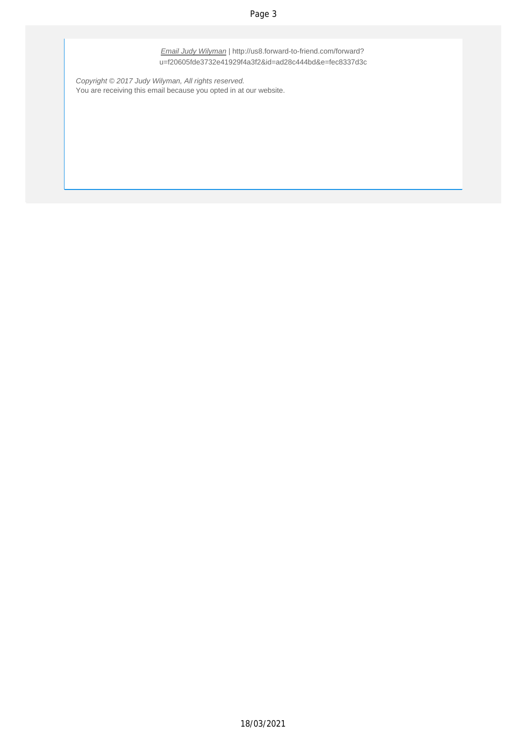*Email Judy Wilyman* | http://us8.forward-to-friend.com/forward?u=f20605fde3732e41929f4a3f2&id=ad28c444bd&e=fec8337d3c

*Copyright © 2017 Judy Wilyman, All rights reserved.*
You are receiving this email because you opted in at our website.